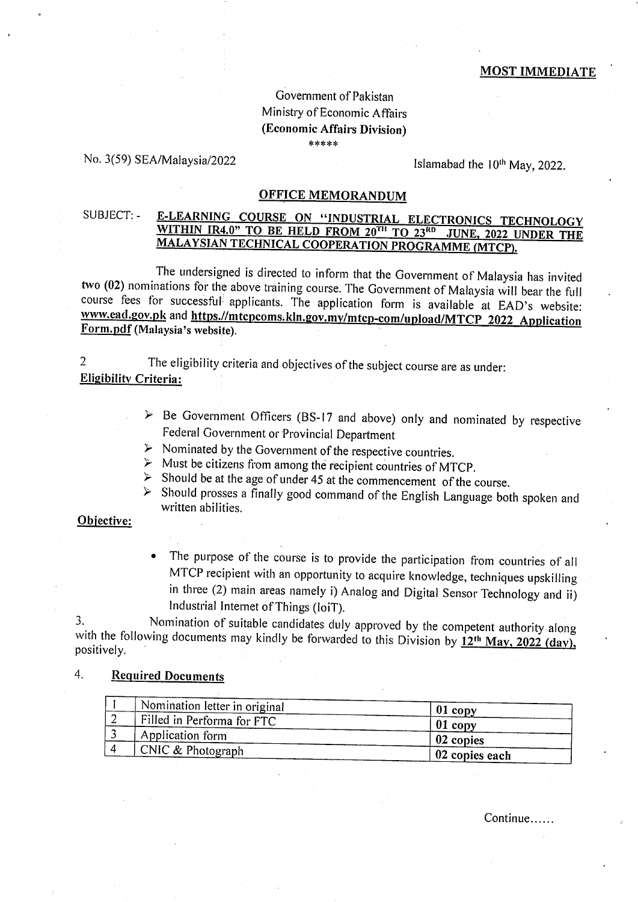**MOST IMMEDIATE**

Government of Pakistan
Ministry of Economic Affairs
**(Economic Affairs Division)**
\*\*\*\*\*

No. 3(59) SEA/Malaysia/2022

Islamabad the 10th May, 2022.

## OFFICE MEMORANDUM

SUBJECT: - **E-LEARNING COURSE ON "INDUSTRIAL ELECTRONICS TECHNOLOGY WITHIN IR4.0" TO BE HELD FROM 20TH TO 23RD JUNE, 2022 UNDER THE MALAYSIAN TECHNICAL COOPERATION PROGRAMME (MTCP).**

The undersigned is directed to inform that the Government of Malaysia has invited **two (02)** nominations for the above training course. The Government of Malaysia will bear the full course fees for successful applicants. The application form is available at EAD's website: **www.ead.gov.pk** and **https.//mtcpcoms.kln.gov.my/mtcp-com/upload/MTCP 2022 Application Form.pdf (Malaysia's website).**

2 The eligibility criteria and objectives of the subject course are as under:

**Eligibility Criteria:**

- Be Government Officers (BS-17 and above) only and nominated by respective Federal Government or Provincial Department
- Nominated by the Government of the respective countries.
- Must be citizens from among the recipient countries of MTCP.
- Should be at the age of under 45 at the commencement of the course.
- Should prosses a finally good command of the English Language both spoken and written abilities.

**Objective:**

- The purpose of the course is to provide the participation from countries of all MTCP recipient with an opportunity to acquire knowledge, techniques upskilling in three (2) main areas namely i) Analog and Digital Sensor Technology and ii) Industrial Internet of Things (IoiT).

3. Nomination of suitable candidates duly approved by the competent authority along with the following documents may kindly be forwarded to this Division by **12th May, 2022 (day),** positively.

4. **Required Documents**

| | | |
|---|---|---|
| 1 | Nomination letter in original | **01 copy** |
| 2 | Filled in Performa for FTC | **01 copy** |
| 3 | Application form | **02 copies** |
| 4 | CNIC & Photograph | **02 copies each** |

Continue......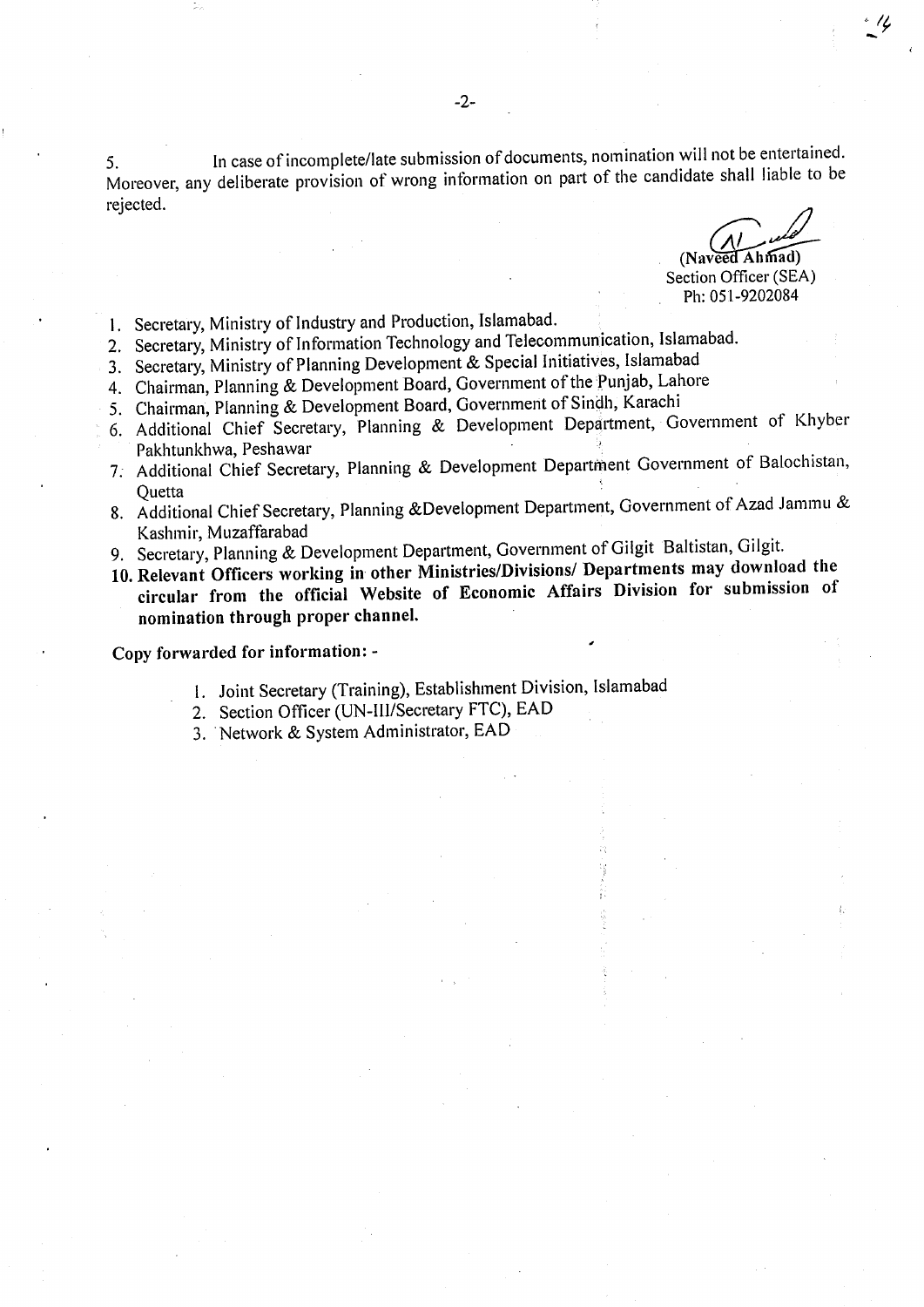5. In case of incomplete/late submission of documents, nomination will not be entertained. Moreover, any deliberate provision of wrong information on part of the candidate shall liable to be rejected.

(Naveed Ahmad)
Section Officer (SEA)
Ph: 051-9202084

1. Secretary, Ministry of Industry and Production, Islamabad.
2. Secretary, Ministry of Information Technology and Telecommunication, Islamabad.
3. Secretary, Ministry of Planning Development & Special Initiatives, Islamabad
4. Chairman, Planning & Development Board, Government of the Punjab, Lahore
5. Chairman, Planning & Development Board, Government of Sindh, Karachi
6. Additional Chief Secretary, Planning & Development Department, Government of Khyber Pakhtunkhwa, Peshawar
7. Additional Chief Secretary, Planning & Development Department Government of Balochistan, Quetta
8. Additional Chief Secretary, Planning &Development Department, Government of Azad Jammu & Kashmir, Muzaffarabad
9. Secretary, Planning & Development Department, Government of Gilgit Baltistan, Gilgit.
10. **Relevant Officers working in other Ministries/Divisions/ Departments may download the circular from the official Website of Economic Affairs Division for submission of nomination through proper channel.**

**Copy forwarded for information: -**

1. Joint Secretary (Training), Establishment Division, Islamabad
2. Section Officer (UN-III/Secretary FTC), EAD
3. Network & System Administrator, EAD